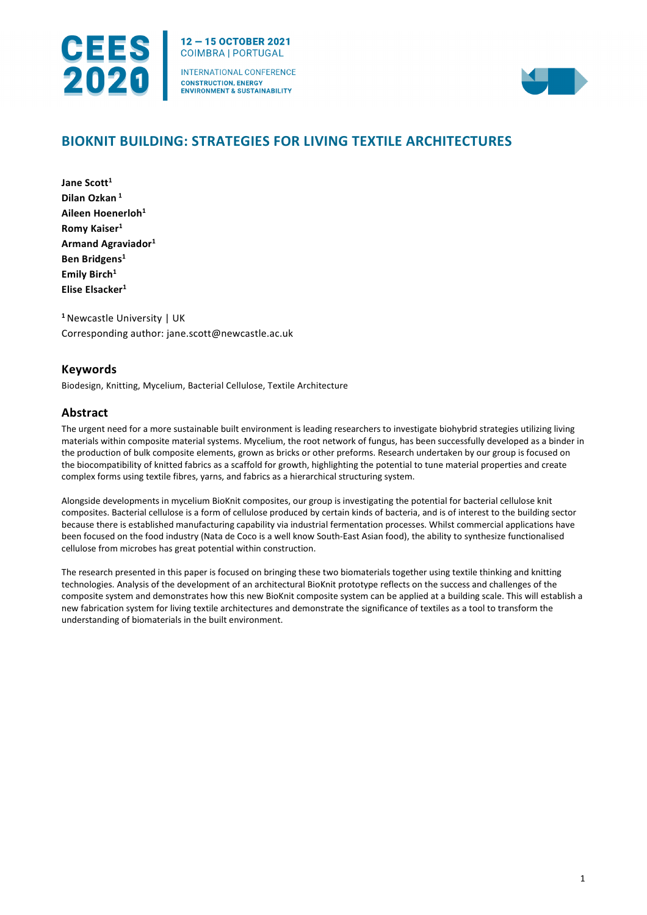# BIOKNIT BUILDING: STRATEGIES FOR LIVING TEXTILE ARCHITECTURES

**Jane Scott**[1]
**Dilan Ozkan** [1]
**Aileen Hoenerloh**[1]
**Romy Kaiser**[1]
**Armand Agraviador**[1]
**Ben Bridgens**[1]
**Emily Birch**[1]
**Elise Elsacker**[1]

[1] Newcastle University | UK
Corresponding author: jane.scott@newcastle.ac.uk

## Keywords

Biodesign, Knitting, Mycelium, Bacterial Cellulose, Textile Architecture

## Abstract

The urgent need for a more sustainable built environment is leading researchers to investigate biohybrid strategies utilizing living materials within composite material systems. Mycelium, the root network of fungus, has been successfully developed as a binder in the production of bulk composite elements, grown as bricks or other preforms. Research undertaken by our group is focused on the biocompatibility of knitted fabrics as a scaffold for growth, highlighting the potential to tune material properties and create complex forms using textile fibres, yarns, and fabrics as a hierarchical structuring system.

Alongside developments in mycelium BioKnit composites, our group is investigating the potential for bacterial cellulose knit composites. Bacterial cellulose is a form of cellulose produced by certain kinds of bacteria, and is of interest to the building sector because there is established manufacturing capability via industrial fermentation processes. Whilst commercial applications have been focused on the food industry (Nata de Coco is a well know South-East Asian food), the ability to synthesize functionalised cellulose from microbes has great potential within construction.

The research presented in this paper is focused on bringing these two biomaterials together using textile thinking and knitting technologies. Analysis of the development of an architectural BioKnit prototype reflects on the success and challenges of the composite system and demonstrates how this new BioKnit composite system can be applied at a building scale. This will establish a new fabrication system for living textile architectures and demonstrate the significance of textiles as a tool to transform the understanding of biomaterials in the built environment.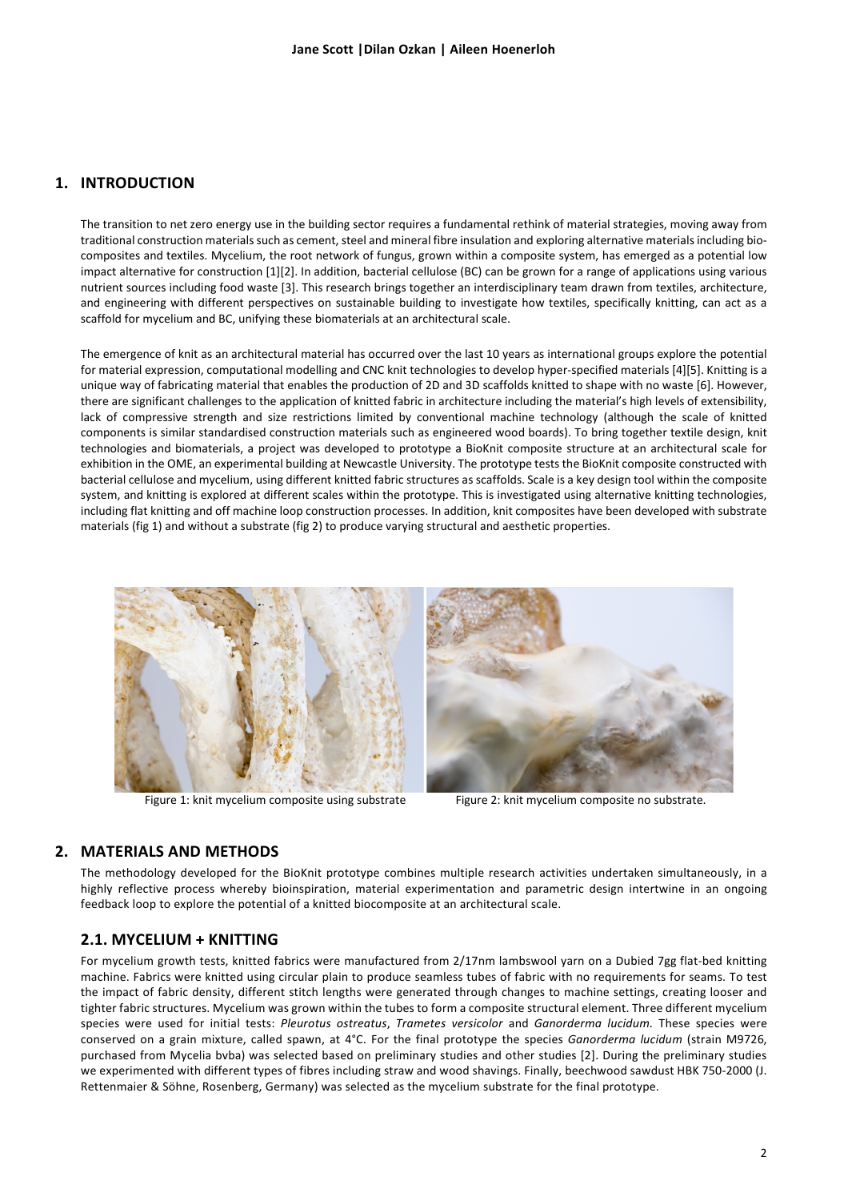## 1. INTRODUCTION

The transition to net zero energy use in the building sector requires a fundamental rethink of material strategies, moving away from traditional construction materials such as cement, steel and mineral fibre insulation and exploring alternative materials including bio-composites and textiles. Mycelium, the root network of fungus, grown within a composite system, has emerged as a potential low impact alternative for construction [1][2]. In addition, bacterial cellulose (BC) can be grown for a range of applications using various nutrient sources including food waste [3]. This research brings together an interdisciplinary team drawn from textiles, architecture, and engineering with different perspectives on sustainable building to investigate how textiles, specifically knitting, can act as a scaffold for mycelium and BC, unifying these biomaterials at an architectural scale.

The emergence of knit as an architectural material has occurred over the last 10 years as international groups explore the potential for material expression, computational modelling and CNC knit technologies to develop hyper-specified materials [4][5]. Knitting is a unique way of fabricating material that enables the production of 2D and 3D scaffolds knitted to shape with no waste [6]. However, there are significant challenges to the application of knitted fabric in architecture including the material's high levels of extensibility, lack of compressive strength and size restrictions limited by conventional machine technology (although the scale of knitted components is similar standardised construction materials such as engineered wood boards). To bring together textile design, knit technologies and biomaterials, a project was developed to prototype a BioKnit composite structure at an architectural scale for exhibition in the OME, an experimental building at Newcastle University. The prototype tests the BioKnit composite constructed with bacterial cellulose and mycelium, using different knitted fabric structures as scaffolds. Scale is a key design tool within the composite system, and knitting is explored at different scales within the prototype. This is investigated using alternative knitting technologies, including flat knitting and off machine loop construction processes. In addition, knit composites have been developed with substrate materials (fig 1) and without a substrate (fig 2) to produce varying structural and aesthetic properties.

Figure 1: knit mycelium composite using substrate

Figure 2: knit mycelium composite no substrate.

## 2. MATERIALS AND METHODS

The methodology developed for the BioKnit prototype combines multiple research activities undertaken simultaneously, in a highly reflective process whereby bioinspiration, material experimentation and parametric design intertwine in an ongoing feedback loop to explore the potential of a knitted biocomposite at an architectural scale.

### 2.1. MYCELIUM + KNITTING

For mycelium growth tests, knitted fabrics were manufactured from 2/17nm lambswool yarn on a Dubied 7gg flat-bed knitting machine. Fabrics were knitted using circular plain to produce seamless tubes of fabric with no requirements for seams. To test the impact of fabric density, different stitch lengths were generated through changes to machine settings, creating looser and tighter fabric structures. Mycelium was grown within the tubes to form a composite structural element. Three different mycelium species were used for initial tests: *Pleurotus ostreatus*, *Trametes versicolor* and *Ganorderma lucidum*. These species were conserved on a grain mixture, called spawn, at 4°C. For the final prototype the species *Ganorderma lucidum* (strain M9726, purchased from Mycelia bvba) was selected based on preliminary studies and other studies [2]. During the preliminary studies we experimented with different types of fibres including straw and wood shavings. Finally, beechwood sawdust HBK 750-2000 (J. Rettenmaier & Söhne, Rosenberg, Germany) was selected as the mycelium substrate for the final prototype.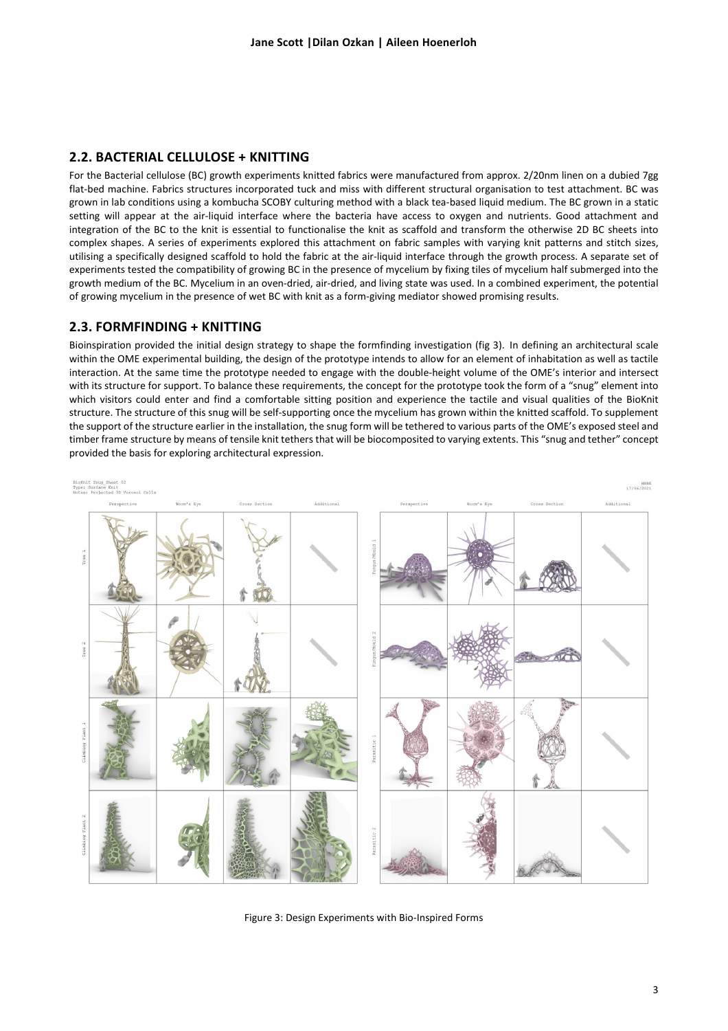## 2.2. BACTERIAL CELLULOSE + KNITTING

For the Bacterial cellulose (BC) growth experiments knitted fabrics were manufactured from approx. 2/20nm linen on a dubied 7gg flat-bed machine. Fabrics structures incorporated tuck and miss with different structural organisation to test attachment. BC was grown in lab conditions using a kombucha SCOBY culturing method with a black tea-based liquid medium. The BC grown in a static setting will appear at the air-liquid interface where the bacteria have access to oxygen and nutrients. Good attachment and integration of the BC to the knit is essential to functionalise the knit as scaffold and transform the otherwise 2D BC sheets into complex shapes. A series of experiments explored this attachment on fabric samples with varying knit patterns and stitch sizes, utilising a specifically designed scaffold to hold the fabric at the air-liquid interface through the growth process. A separate set of experiments tested the compatibility of growing BC in the presence of mycelium by fixing tiles of mycelium half submerged into the growth medium of the BC. Mycelium in an oven-dried, air-dried, and living state was used. In a combined experiment, the potential of growing mycelium in the presence of wet BC with knit as a form-giving mediator showed promising results.

## 2.3. FORMFINDING + KNITTING

Bioinspiration provided the initial design strategy to shape the formfinding investigation (fig 3). In defining an architectural scale within the OME experimental building, the design of the prototype intends to allow for an element of inhabitation as well as tactile interaction. At the same time the prototype needed to engage with the double-height volume of the OME's interior and intersect with its structure for support. To balance these requirements, the concept for the prototype took the form of a "snug" element into which visitors could enter and find a comfortable sitting position and experience the tactile and visual qualities of the BioKnit structure. The structure of this snug will be self-supporting once the mycelium has grown within the knitted scaffold. To supplement the support of the structure earlier in the installation, the snug form will be tethered to various parts of the OME's exposed steel and timber frame structure by means of tensile knit tethers that will be biocomposited to varying extents. This "snug and tether" concept provided the basis for exploring architectural expression.

Figure 3: Design Experiments with Bio-Inspired Forms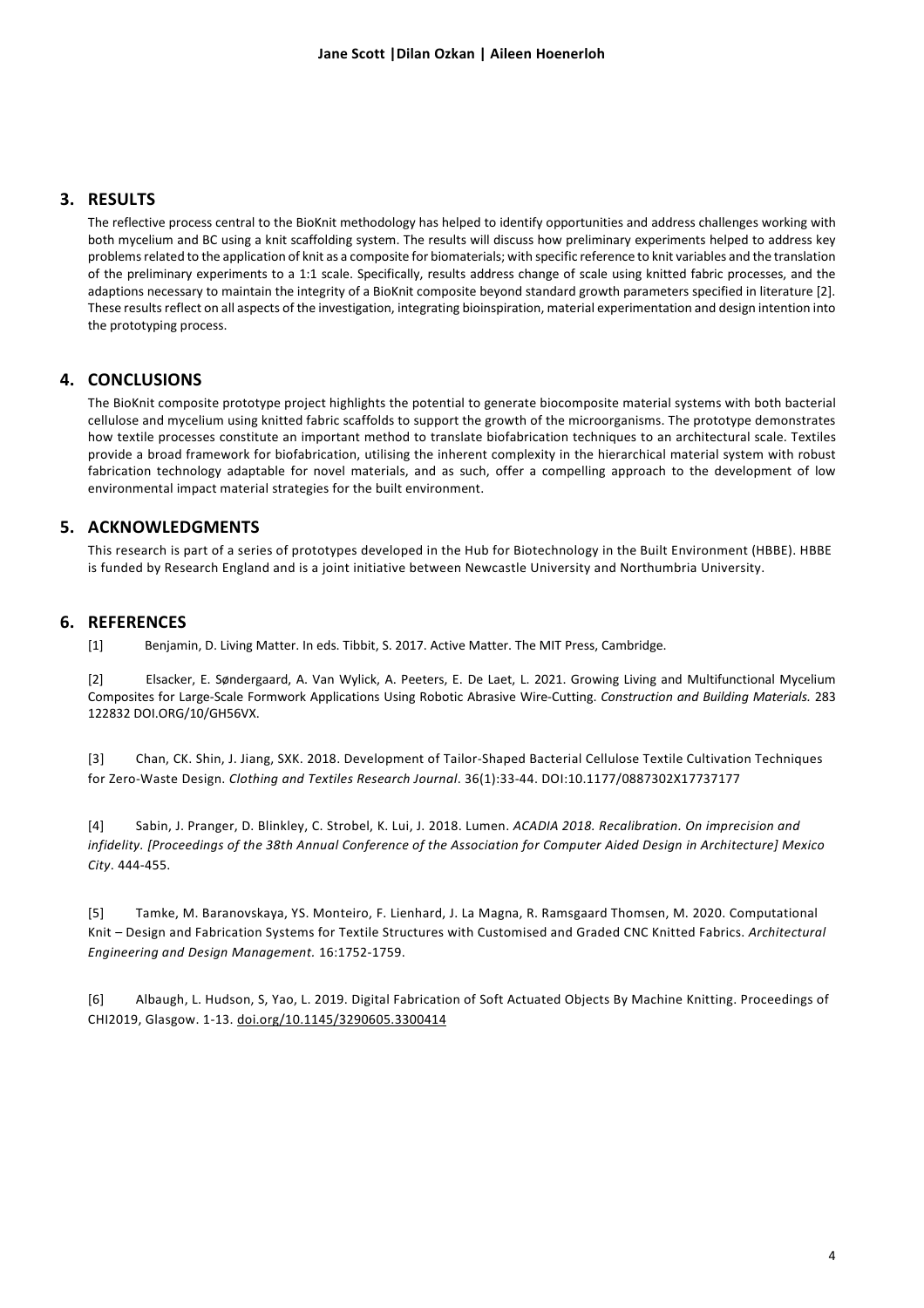## 3. RESULTS

The reflective process central to the BioKnit methodology has helped to identify opportunities and address challenges working with both mycelium and BC using a knit scaffolding system. The results will discuss how preliminary experiments helped to address key problems related to the application of knit as a composite for biomaterials; with specific reference to knit variables and the translation of the preliminary experiments to a 1:1 scale. Specifically, results address change of scale using knitted fabric processes, and the adaptions necessary to maintain the integrity of a BioKnit composite beyond standard growth parameters specified in literature [2]. These results reflect on all aspects of the investigation, integrating bioinspiration, material experimentation and design intention into the prototyping process.

## 4. CONCLUSIONS

The BioKnit composite prototype project highlights the potential to generate biocomposite material systems with both bacterial cellulose and mycelium using knitted fabric scaffolds to support the growth of the microorganisms. The prototype demonstrates how textile processes constitute an important method to translate biofabrication techniques to an architectural scale. Textiles provide a broad framework for biofabrication, utilising the inherent complexity in the hierarchical material system with robust fabrication technology adaptable for novel materials, and as such, offer a compelling approach to the development of low environmental impact material strategies for the built environment.

## 5. ACKNOWLEDGMENTS

This research is part of a series of prototypes developed in the Hub for Biotechnology in the Built Environment (HBBE). HBBE is funded by Research England and is a joint initiative between Newcastle University and Northumbria University.

## 6. REFERENCES

[1] Benjamin, D. Living Matter. In eds. Tibbit, S. 2017. Active Matter. The MIT Press, Cambridge.

[2] Elsacker, E. Søndergaard, A. Van Wylick, A. Peeters, E. De Laet, L. 2021. Growing Living and Multifunctional Mycelium Composites for Large-Scale Formwork Applications Using Robotic Abrasive Wire-Cutting. *Construction and Building Materials.* 283 122832 DOI.ORG/10/GH56VX.

[3] Chan, CK. Shin, J. Jiang, SXK. 2018. Development of Tailor-Shaped Bacterial Cellulose Textile Cultivation Techniques for Zero-Waste Design. *Clothing and Textiles Research Journal*. 36(1):33-44. DOI:10.1177/0887302X17737177

[4] Sabin, J. Pranger, D. Blinkley, C. Strobel, K. Lui, J. 2018. Lumen. *ACADIA 2018. Recalibration. On imprecision and infidelity. [Proceedings of the 38th Annual Conference of the Association for Computer Aided Design in Architecture] Mexico City*. 444-455.

[5] Tamke, M. Baranovskaya, YS. Monteiro, F. Lienhard, J. La Magna, R. Ramsgaard Thomsen, M. 2020. Computational Knit – Design and Fabrication Systems for Textile Structures with Customised and Graded CNC Knitted Fabrics. *Architectural Engineering and Design Management.* 16:1752-1759.

[6] Albaugh, L. Hudson, S, Yao, L. 2019. Digital Fabrication of Soft Actuated Objects By Machine Knitting. Proceedings of CHI2019, Glasgow. 1-13. doi.org/10.1145/3290605.3300414